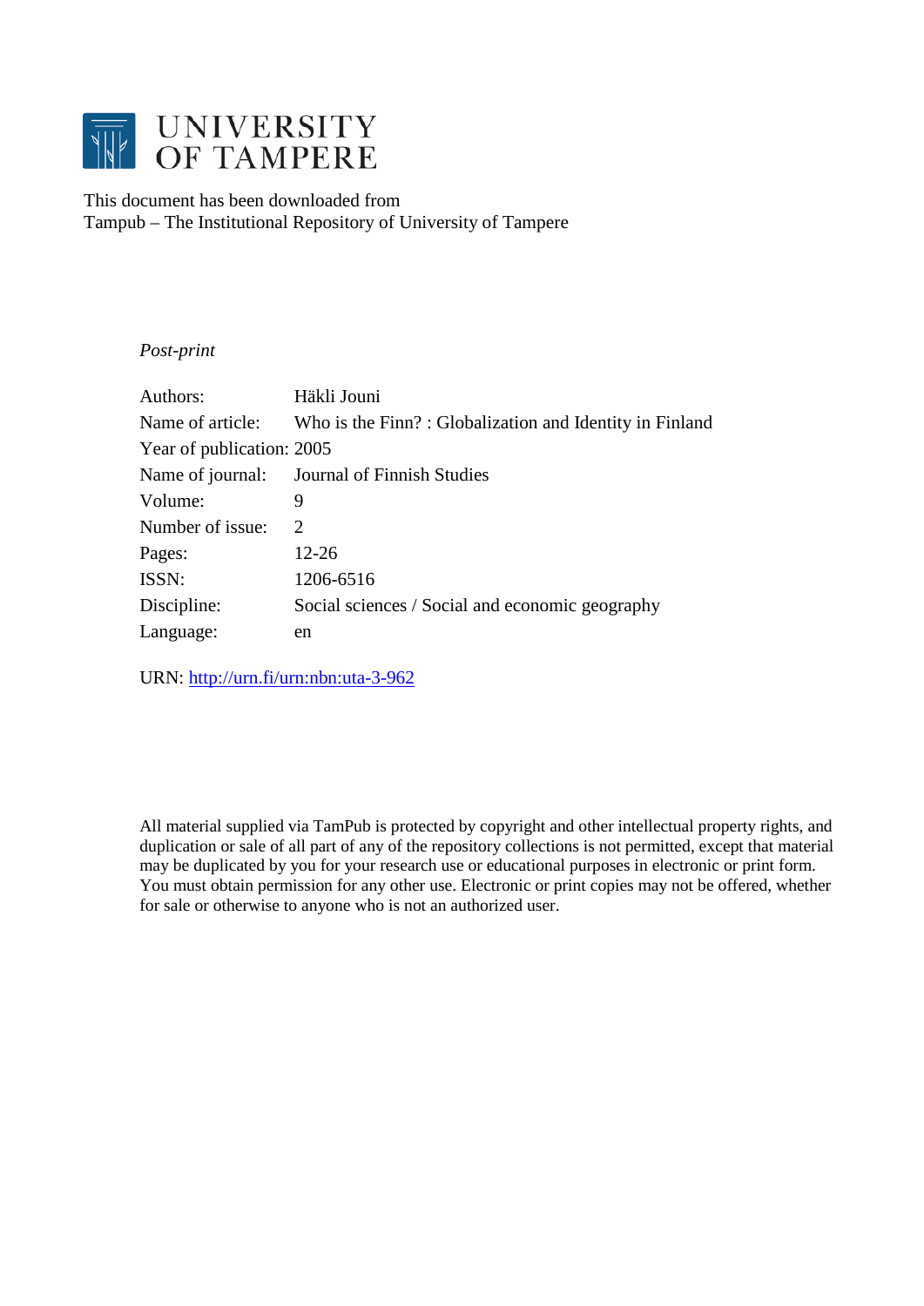# UNIVERSITY OF TAMPERE

This document has been downloaded from
Tampub – The Institutional Repository of University of Tampere

*Post-print*

| | |
|---|---|
| Authors: | Häkli Jouni |
| Name of article: | Who is the Finn? : Globalization and Identity in Finland |
| Year of publication: | 2005 |
| Name of journal: | Journal of Finnish Studies |
| Volume: | 9 |
| Number of issue: | 2 |
| Pages: | 12-26 |
| ISSN: | 1206-6516 |
| Discipline: | Social sciences / Social and economic geography |
| Language: | en |

URN: http://urn.fi/urn:nbn:uta-3-962

All material supplied via TamPub is protected by copyright and other intellectual property rights, and duplication or sale of all part of any of the repository collections is not permitted, except that material may be duplicated by you for your research use or educational purposes in electronic or print form. You must obtain permission for any other use. Electronic or print copies may not be offered, whether for sale or otherwise to anyone who is not an authorized user.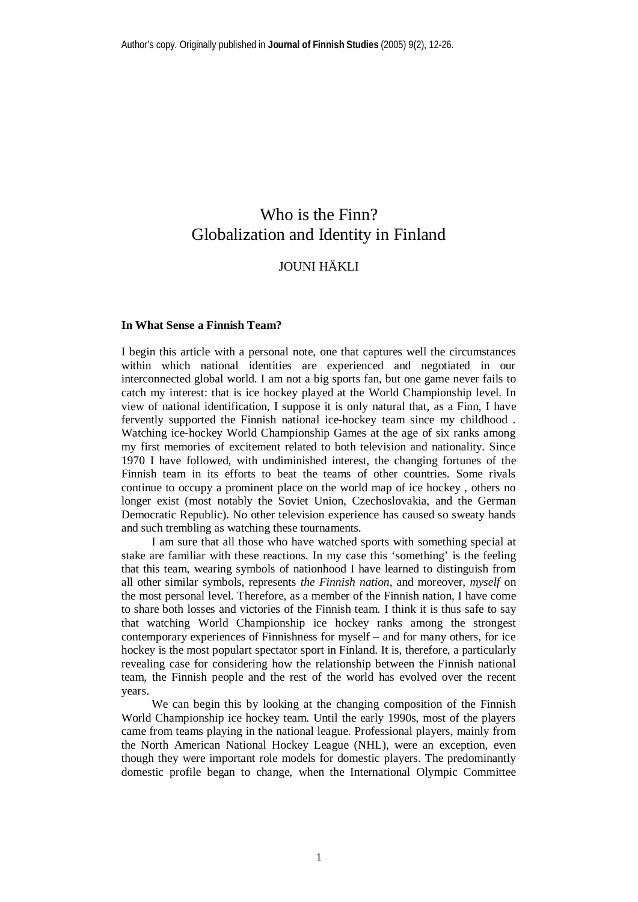# Who is the Finn?
# Globalization and Identity in Finland

JOUNI HÄKLI

### In What Sense a Finnish Team?

I begin this article with a personal note, one that captures well the circumstances within which national identities are experienced and negotiated in our interconnected global world. I am not a big sports fan, but one game never fails to catch my interest: that is ice hockey played at the World Championship level. In view of national identification, I suppose it is only natural that, as a Finn, I have fervently supported the Finnish national ice-hockey team since my childhood . Watching ice-hockey World Championship Games at the age of six ranks among my first memories of excitement related to both television and nationality. Since 1970 I have followed, with undiminished interest, the changing fortunes of the Finnish team in its efforts to beat the teams of other countries. Some rivals continue to occupy a prominent place on the world map of ice hockey , others no longer exist (most notably the Soviet Union, Czechoslovakia, and the German Democratic Republic). No other television experience has caused so sweaty hands and such trembling as watching these tournaments.

I am sure that all those who have watched sports with something special at stake are familiar with these reactions. In my case this 'something' is the feeling that this team, wearing symbols of nationhood I have learned to distinguish from all other similar symbols, represents *the Finnish nation*, and moreover, *myself* on the most personal level. Therefore, as a member of the Finnish nation, I have come to share both losses and victories of the Finnish team. I think it is thus safe to say that watching World Championship ice hockey ranks among the strongest contemporary experiences of Finnishness for myself – and for many others, for ice hockey is the most populart spectator sport in Finland. It is, therefore, a particularly revealing case for considering how the relationship between the Finnish national team, the Finnish people and the rest of the world has evolved over the recent years.

We can begin this by looking at the changing composition of the Finnish World Championship ice hockey team. Until the early 1990s, most of the players came from teams playing in the national league. Professional players, mainly from the North American National Hockey League (NHL), were an exception, even though they were important role models for domestic players. The predominantly domestic profile began to change, when the International Olympic Committee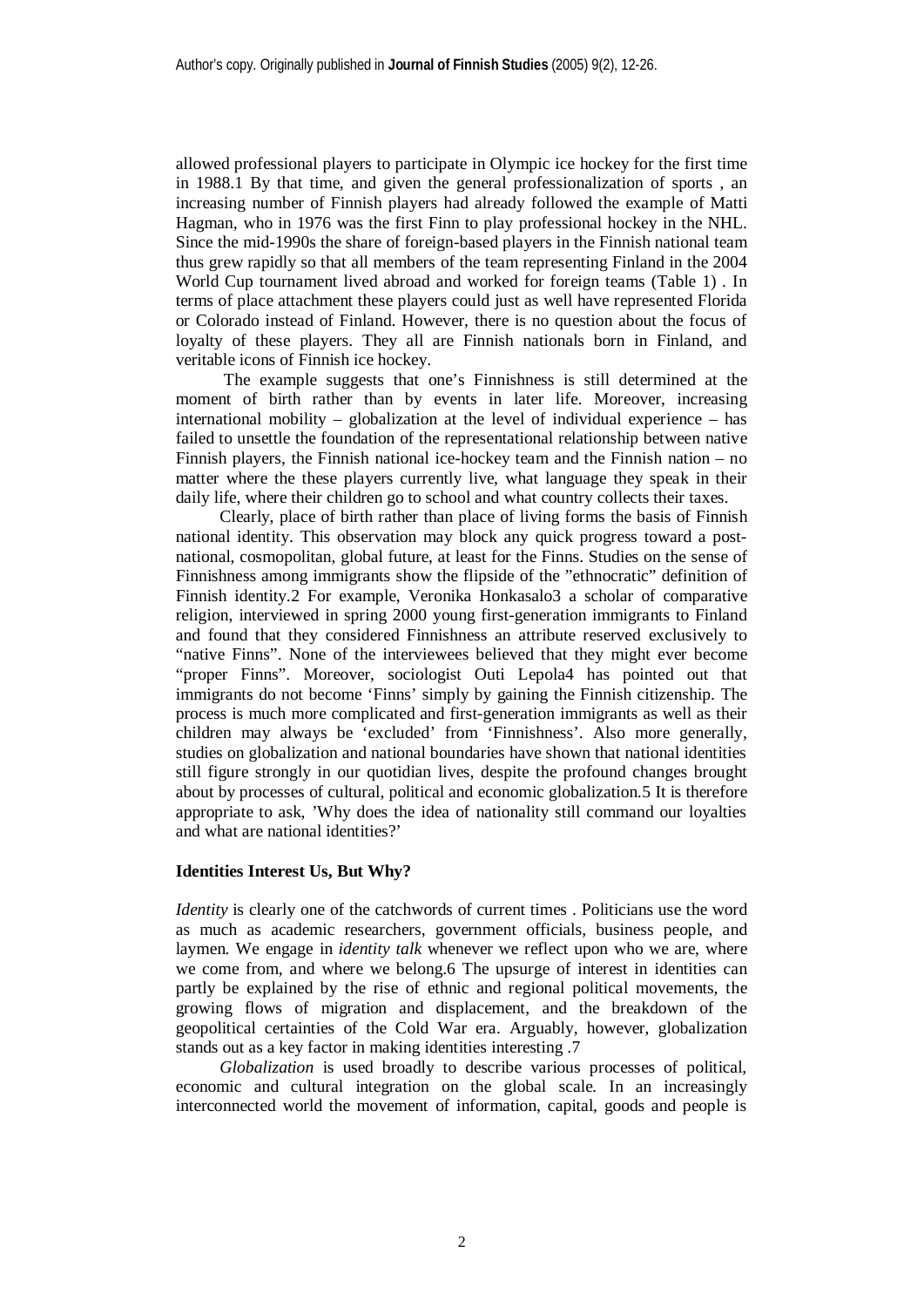allowed professional players to participate in Olympic ice hockey for the first time in 1988.[1] By that time, and given the general professionalization of sports , an increasing number of Finnish players had already followed the example of Matti Hagman, who in 1976 was the first Finn to play professional hockey in the NHL. Since the mid-1990s the share of foreign-based players in the Finnish national team thus grew rapidly so that all members of the team representing Finland in the 2004 World Cup tournament lived abroad and worked for foreign teams (Table 1) . In terms of place attachment these players could just as well have represented Florida or Colorado instead of Finland. However, there is no question about the focus of loyalty of these players. They all are Finnish nationals born in Finland, and veritable icons of Finnish ice hockey.

The example suggests that one's Finnishness is still determined at the moment of birth rather than by events in later life. Moreover, increasing international mobility – globalization at the level of individual experience – has failed to unsettle the foundation of the representational relationship between native Finnish players, the Finnish national ice-hockey team and the Finnish nation – no matter where the these players currently live, what language they speak in their daily life, where their children go to school and what country collects their taxes.

Clearly, place of birth rather than place of living forms the basis of Finnish national identity. This observation may block any quick progress toward a post-national, cosmopolitan, global future, at least for the Finns. Studies on the sense of Finnishness among immigrants show the flipside of the "ethnocratic" definition of Finnish identity.[2] For example, Veronika Honkasalo[3] a scholar of comparative religion, interviewed in spring 2000 young first-generation immigrants to Finland and found that they considered Finnishness an attribute reserved exclusively to "native Finns". None of the interviewees believed that they might ever become "proper Finns". Moreover, sociologist Outi Lepola[4] has pointed out that immigrants do not become 'Finns' simply by gaining the Finnish citizenship. The process is much more complicated and first-generation immigrants as well as their children may always be 'excluded' from 'Finnishness'. Also more generally, studies on globalization and national boundaries have shown that national identities still figure strongly in our quotidian lives, despite the profound changes brought about by processes of cultural, political and economic globalization.[5] It is therefore appropriate to ask, 'Why does the idea of nationality still command our loyalties and what are national identities?'

### Identities Interest Us, But Why?

*Identity* is clearly one of the catchwords of current times . Politicians use the word as much as academic researchers, government officials, business people, and laymen. We engage in *identity talk* whenever we reflect upon who we are, where we come from, and where we belong.[6] The upsurge of interest in identities can partly be explained by the rise of ethnic and regional political movements, the growing flows of migration and displacement, and the breakdown of the geopolitical certainties of the Cold War era. Arguably, however, globalization stands out as a key factor in making identities interesting .[7]

*Globalization* is used broadly to describe various processes of political, economic and cultural integration on the global scale. In an increasingly interconnected world the movement of information, capital, goods and people is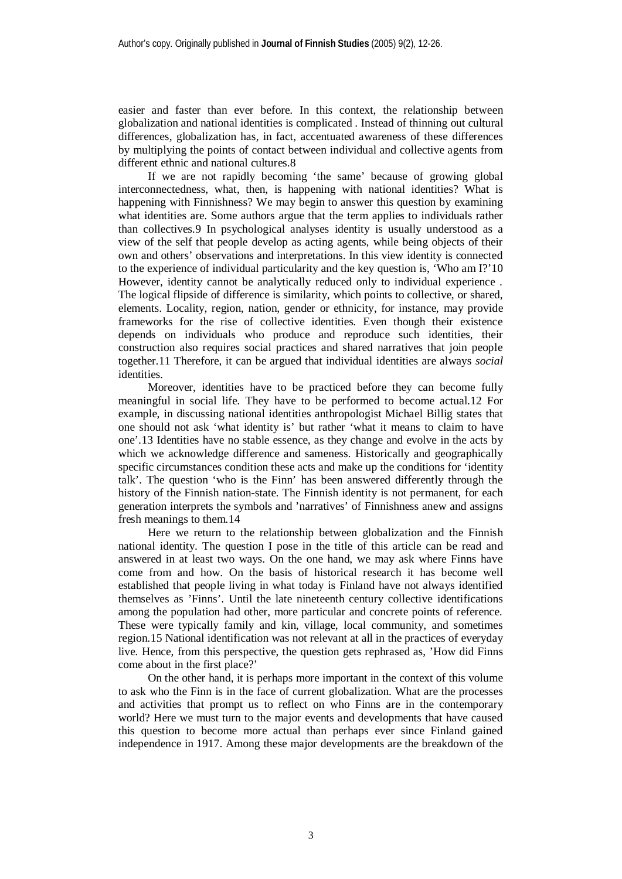easier and faster than ever before. In this context, the relationship between globalization and national identities is complicated . Instead of thinning out cultural differences, globalization has, in fact, accentuated awareness of these differences by multiplying the points of contact between individual and collective agents from different ethnic and national cultures.8

If we are not rapidly becoming 'the same' because of growing global interconnectedness, what, then, is happening with national identities? What is happening with Finnishness? We may begin to answer this question by examining what identities are. Some authors argue that the term applies to individuals rather than collectives.9 In psychological analyses identity is usually understood as a view of the self that people develop as acting agents, while being objects of their own and others' observations and interpretations. In this view identity is connected to the experience of individual particularity and the key question is, 'Who am I?'10 However, identity cannot be analytically reduced only to individual experience . The logical flipside of difference is similarity, which points to collective, or shared, elements. Locality, region, nation, gender or ethnicity, for instance, may provide frameworks for the rise of collective identities. Even though their existence depends on individuals who produce and reproduce such identities, their construction also requires social practices and shared narratives that join people together.11 Therefore, it can be argued that individual identities are always *social* identities.

Moreover, identities have to be practiced before they can become fully meaningful in social life. They have to be performed to become actual.12 For example, in discussing national identities anthropologist Michael Billig states that one should not ask 'what identity is' but rather 'what it means to claim to have one'.13 Identities have no stable essence, as they change and evolve in the acts by which we acknowledge difference and sameness. Historically and geographically specific circumstances condition these acts and make up the conditions for 'identity talk'. The question 'who is the Finn' has been answered differently through the history of the Finnish nation-state. The Finnish identity is not permanent, for each generation interprets the symbols and 'narratives' of Finnishness anew and assigns fresh meanings to them.14

Here we return to the relationship between globalization and the Finnish national identity. The question I pose in the title of this article can be read and answered in at least two ways. On the one hand, we may ask where Finns have come from and how. On the basis of historical research it has become well established that people living in what today is Finland have not always identified themselves as 'Finns'. Until the late nineteenth century collective identifications among the population had other, more particular and concrete points of reference. These were typically family and kin, village, local community, and sometimes region.15 National identification was not relevant at all in the practices of everyday live. Hence, from this perspective, the question gets rephrased as, 'How did Finns come about in the first place?'

On the other hand, it is perhaps more important in the context of this volume to ask who the Finn is in the face of current globalization. What are the processes and activities that prompt us to reflect on who Finns are in the contemporary world? Here we must turn to the major events and developments that have caused this question to become more actual than perhaps ever since Finland gained independence in 1917. Among these major developments are the breakdown of the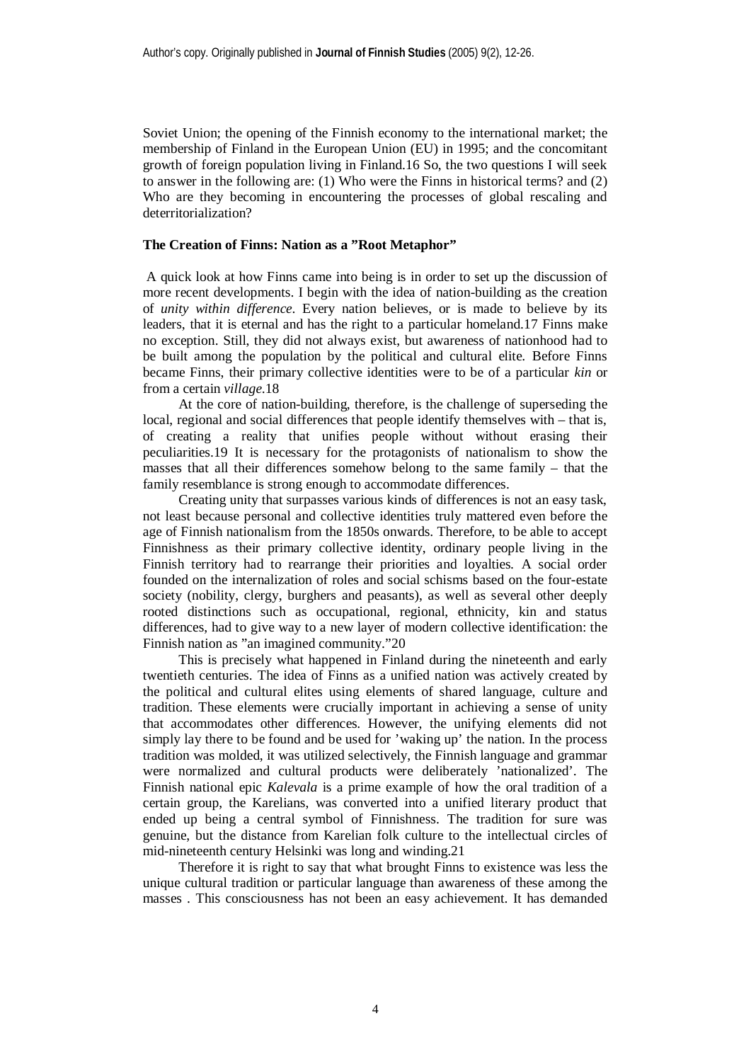Soviet Union; the opening of the Finnish economy to the international market; the membership of Finland in the European Union (EU) in 1995; and the concomitant growth of foreign population living in Finland.16 So, the two questions I will seek to answer in the following are: (1) Who were the Finns in historical terms? and (2) Who are they becoming in encountering the processes of global rescaling and deterritorialization?

### The Creation of Finns: Nation as a ”Root Metaphor”

A quick look at how Finns came into being is in order to set up the discussion of more recent developments. I begin with the idea of nation-building as the creation of *unity within difference*. Every nation believes, or is made to believe by its leaders, that it is eternal and has the right to a particular homeland.17 Finns make no exception. Still, they did not always exist, but awareness of nationhood had to be built among the population by the political and cultural elite. Before Finns became Finns, their primary collective identities were to be of a particular *kin* or from a certain *village*.18

At the core of nation-building, therefore, is the challenge of superseding the local, regional and social differences that people identify themselves with – that is, of creating a reality that unifies people without without erasing their peculiarities.19 It is necessary for the protagonists of nationalism to show the masses that all their differences somehow belong to the same family – that the family resemblance is strong enough to accommodate differences.

Creating unity that surpasses various kinds of differences is not an easy task, not least because personal and collective identities truly mattered even before the age of Finnish nationalism from the 1850s onwards. Therefore, to be able to accept Finnishness as their primary collective identity, ordinary people living in the Finnish territory had to rearrange their priorities and loyalties. A social order founded on the internalization of roles and social schisms based on the four-estate society (nobility, clergy, burghers and peasants), as well as several other deeply rooted distinctions such as occupational, regional, ethnicity, kin and status differences, had to give way to a new layer of modern collective identification: the Finnish nation as ”an imagined community.”20

This is precisely what happened in Finland during the nineteenth and early twentieth centuries. The idea of Finns as a unified nation was actively created by the political and cultural elites using elements of shared language, culture and tradition. These elements were crucially important in achieving a sense of unity that accommodates other differences. However, the unifying elements did not simply lay there to be found and be used for ’waking up’ the nation. In the process tradition was molded, it was utilized selectively, the Finnish language and grammar were normalized and cultural products were deliberately ’nationalized’. The Finnish national epic *Kalevala* is a prime example of how the oral tradition of a certain group, the Karelians, was converted into a unified literary product that ended up being a central symbol of Finnishness. The tradition for sure was genuine, but the distance from Karelian folk culture to the intellectual circles of mid-nineteenth century Helsinki was long and winding.21

Therefore it is right to say that what brought Finns to existence was less the unique cultural tradition or particular language than awareness of these among the masses . This consciousness has not been an easy achievement. It has demanded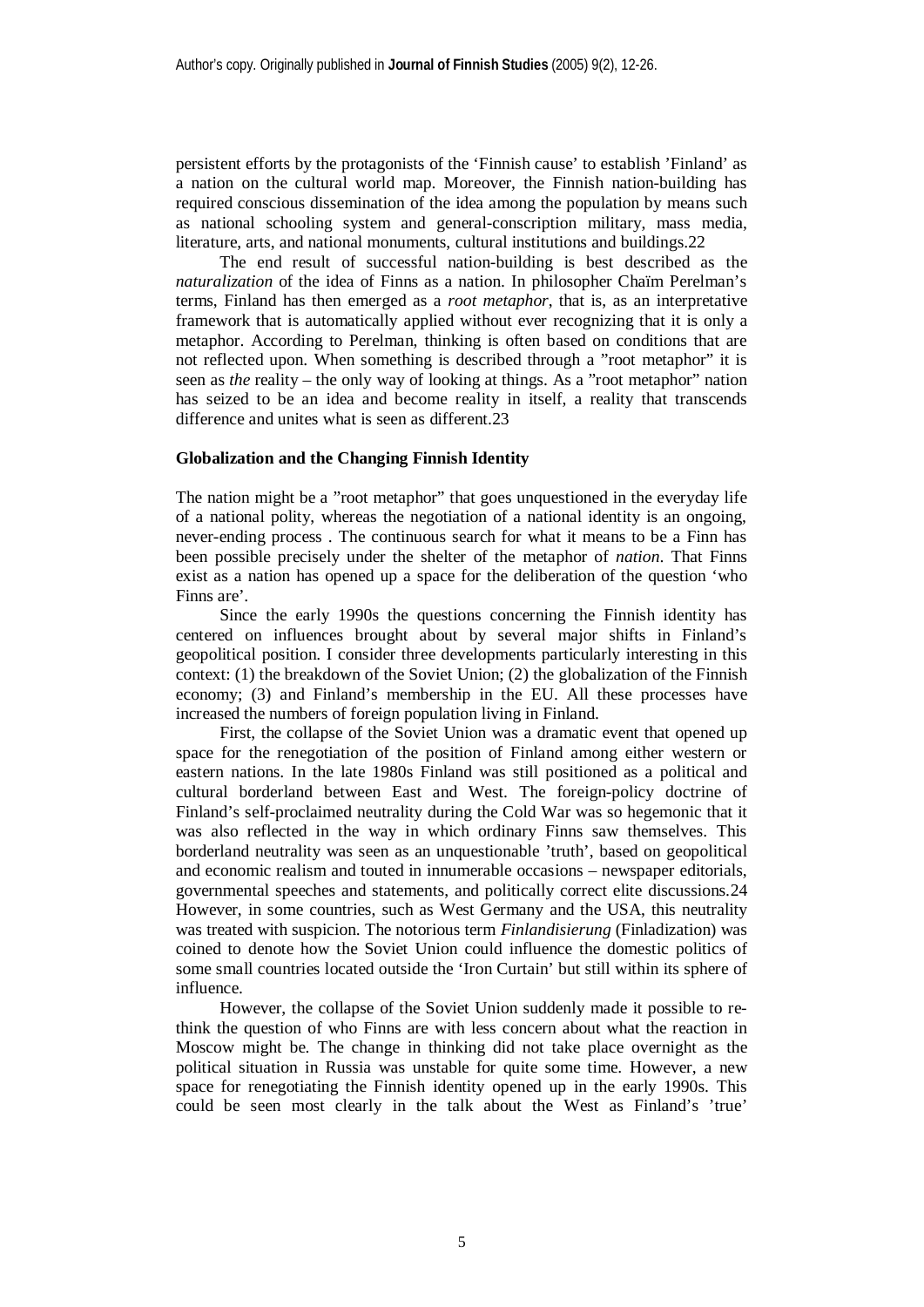persistent efforts by the protagonists of the 'Finnish cause' to establish 'Finland' as a nation on the cultural world map. Moreover, the Finnish nation-building has required conscious dissemination of the idea among the population by means such as national schooling system and general-conscription military, mass media, literature, arts, and national monuments, cultural institutions and buildings.22

The end result of successful nation-building is best described as the *naturalization* of the idea of Finns as a nation. In philosopher Chaïm Perelman's terms, Finland has then emerged as a *root metaphor*, that is, as an interpretative framework that is automatically applied without ever recognizing that it is only a metaphor. According to Perelman, thinking is often based on conditions that are not reflected upon. When something is described through a "root metaphor" it is seen as *the* reality – the only way of looking at things. As a "root metaphor" nation has seized to be an idea and become reality in itself, a reality that transcends difference and unites what is seen as different.23

### Globalization and the Changing Finnish Identity

The nation might be a "root metaphor" that goes unquestioned in the everyday life of a national polity, whereas the negotiation of a national identity is an ongoing, never-ending process . The continuous search for what it means to be a Finn has been possible precisely under the shelter of the metaphor of *nation*. That Finns exist as a nation has opened up a space for the deliberation of the question 'who Finns are'.

Since the early 1990s the questions concerning the Finnish identity has centered on influences brought about by several major shifts in Finland's geopolitical position. I consider three developments particularly interesting in this context: (1) the breakdown of the Soviet Union; (2) the globalization of the Finnish economy; (3) and Finland's membership in the EU. All these processes have increased the numbers of foreign population living in Finland.

First, the collapse of the Soviet Union was a dramatic event that opened up space for the renegotiation of the position of Finland among either western or eastern nations. In the late 1980s Finland was still positioned as a political and cultural borderland between East and West. The foreign-policy doctrine of Finland's self-proclaimed neutrality during the Cold War was so hegemonic that it was also reflected in the way in which ordinary Finns saw themselves. This borderland neutrality was seen as an unquestionable 'truth', based on geopolitical and economic realism and touted in innumerable occasions – newspaper editorials, governmental speeches and statements, and politically correct elite discussions.24 However, in some countries, such as West Germany and the USA, this neutrality was treated with suspicion. The notorious term *Finlandisierung* (Finladization) was coined to denote how the Soviet Union could influence the domestic politics of some small countries located outside the 'Iron Curtain' but still within its sphere of influence.

However, the collapse of the Soviet Union suddenly made it possible to re-think the question of who Finns are with less concern about what the reaction in Moscow might be. The change in thinking did not take place overnight as the political situation in Russia was unstable for quite some time. However, a new space for renegotiating the Finnish identity opened up in the early 1990s. This could be seen most clearly in the talk about the West as Finland's 'true'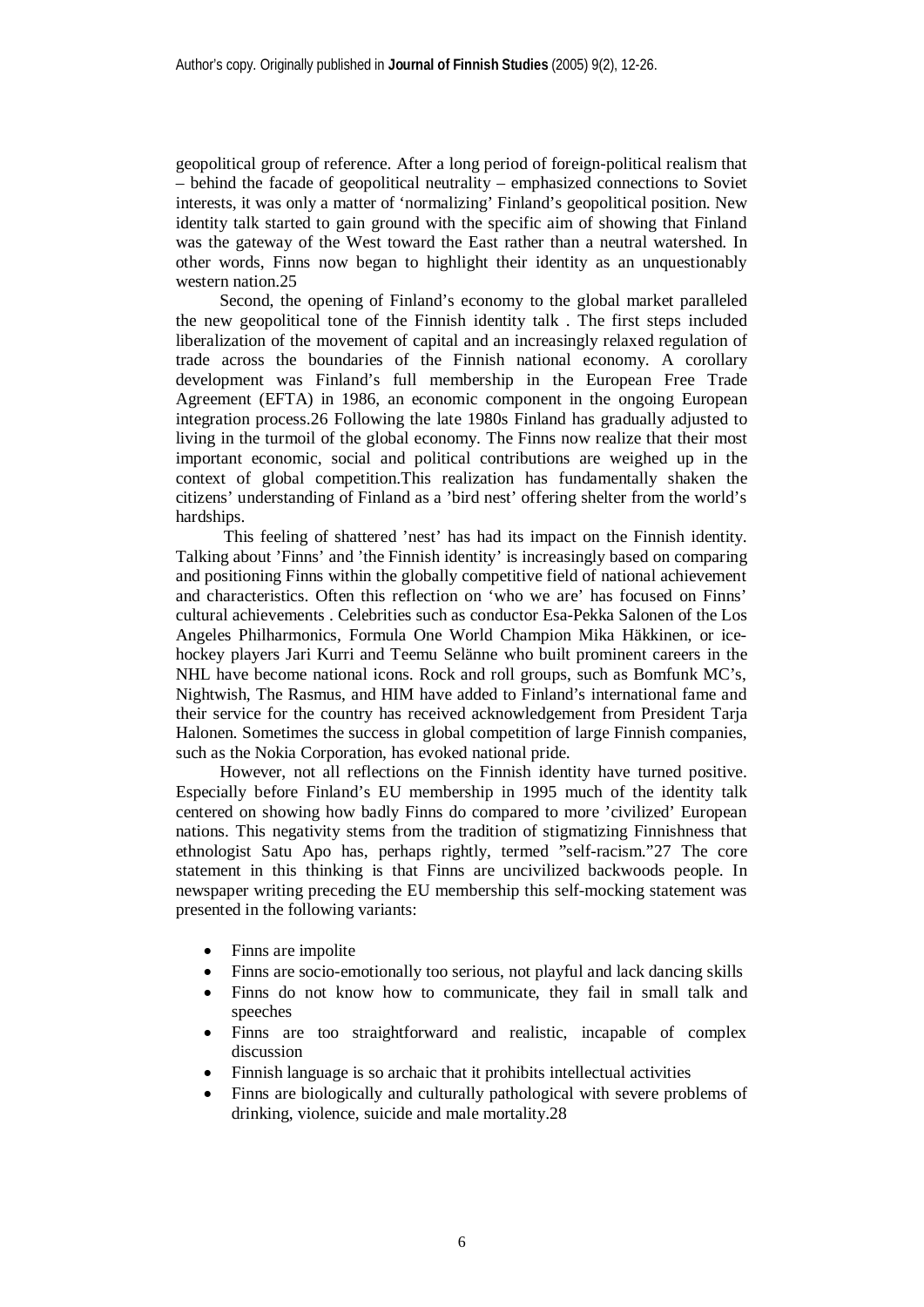geopolitical group of reference. After a long period of foreign-political realism that – behind the facade of geopolitical neutrality – emphasized connections to Soviet interests, it was only a matter of 'normalizing' Finland's geopolitical position. New identity talk started to gain ground with the specific aim of showing that Finland was the gateway of the West toward the East rather than a neutral watershed. In other words, Finns now began to highlight their identity as an unquestionably western nation.25

Second, the opening of Finland's economy to the global market paralleled the new geopolitical tone of the Finnish identity talk . The first steps included liberalization of the movement of capital and an increasingly relaxed regulation of trade across the boundaries of the Finnish national economy. A corollary development was Finland's full membership in the European Free Trade Agreement (EFTA) in 1986, an economic component in the ongoing European integration process.26 Following the late 1980s Finland has gradually adjusted to living in the turmoil of the global economy. The Finns now realize that their most important economic, social and political contributions are weighed up in the context of global competition.This realization has fundamentally shaken the citizens' understanding of Finland as a 'bird nest' offering shelter from the world's hardships.

This feeling of shattered 'nest' has had its impact on the Finnish identity. Talking about 'Finns' and 'the Finnish identity' is increasingly based on comparing and positioning Finns within the globally competitive field of national achievement and characteristics. Often this reflection on 'who we are' has focused on Finns' cultural achievements . Celebrities such as conductor Esa-Pekka Salonen of the Los Angeles Philharmonics, Formula One World Champion Mika Häkkinen, or ice-hockey players Jari Kurri and Teemu Selänne who built prominent careers in the NHL have become national icons. Rock and roll groups, such as Bomfunk MC's, Nightwish, The Rasmus, and HIM have added to Finland's international fame and their service for the country has received acknowledgement from President Tarja Halonen. Sometimes the success in global competition of large Finnish companies, such as the Nokia Corporation, has evoked national pride.

However, not all reflections on the Finnish identity have turned positive. Especially before Finland's EU membership in 1995 much of the identity talk centered on showing how badly Finns do compared to more 'civilized' European nations. This negativity stems from the tradition of stigmatizing Finnishness that ethnologist Satu Apo has, perhaps rightly, termed "self-racism."27 The core statement in this thinking is that Finns are uncivilized backwoods people. In newspaper writing preceding the EU membership this self-mocking statement was presented in the following variants:

- Finns are impolite
- Finns are socio-emotionally too serious, not playful and lack dancing skills
- Finns do not know how to communicate, they fail in small talk and speeches
- Finns are too straightforward and realistic, incapable of complex discussion
- Finnish language is so archaic that it prohibits intellectual activities
- Finns are biologically and culturally pathological with severe problems of drinking, violence, suicide and male mortality.28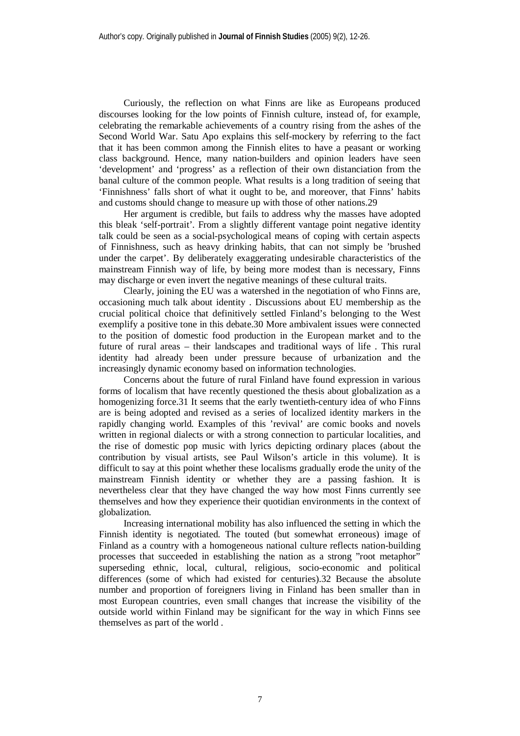Curiously, the reflection on what Finns are like as Europeans produced discourses looking for the low points of Finnish culture, instead of, for example, celebrating the remarkable achievements of a country rising from the ashes of the Second World War. Satu Apo explains this self-mockery by referring to the fact that it has been common among the Finnish elites to have a peasant or working class background. Hence, many nation-builders and opinion leaders have seen 'development' and 'progress' as a reflection of their own distanciation from the banal culture of the common people. What results is a long tradition of seeing that 'Finnishness' falls short of what it ought to be, and moreover, that Finns' habits and customs should change to measure up with those of other nations.29

Her argument is credible, but fails to address why the masses have adopted this bleak 'self-portrait'. From a slightly different vantage point negative identity talk could be seen as a social-psychological means of coping with certain aspects of Finnishness, such as heavy drinking habits, that can not simply be 'brushed under the carpet'. By deliberately exaggerating undesirable characteristics of the mainstream Finnish way of life, by being more modest than is necessary, Finns may discharge or even invert the negative meanings of these cultural traits.

Clearly, joining the EU was a watershed in the negotiation of who Finns are, occasioning much talk about identity . Discussions about EU membership as the crucial political choice that definitively settled Finland's belonging to the West exemplify a positive tone in this debate.30 More ambivalent issues were connected to the position of domestic food production in the European market and to the future of rural areas – their landscapes and traditional ways of life . This rural identity had already been under pressure because of urbanization and the increasingly dynamic economy based on information technologies.

Concerns about the future of rural Finland have found expression in various forms of localism that have recently questioned the thesis about globalization as a homogenizing force.31 It seems that the early twentieth-century idea of who Finns are is being adopted and revised as a series of localized identity markers in the rapidly changing world. Examples of this 'revival' are comic books and novels written in regional dialects or with a strong connection to particular localities, and the rise of domestic pop music with lyrics depicting ordinary places (about the contribution by visual artists, see Paul Wilson's article in this volume). It is difficult to say at this point whether these localisms gradually erode the unity of the mainstream Finnish identity or whether they are a passing fashion. It is nevertheless clear that they have changed the way how most Finns currently see themselves and how they experience their quotidian environments in the context of globalization.

Increasing international mobility has also influenced the setting in which the Finnish identity is negotiated. The touted (but somewhat erroneous) image of Finland as a country with a homogeneous national culture reflects nation-building processes that succeeded in establishing the nation as a strong "root metaphor" superseding ethnic, local, cultural, religious, socio-economic and political differences (some of which had existed for centuries).32 Because the absolute number and proportion of foreigners living in Finland has been smaller than in most European countries, even small changes that increase the visibility of the outside world within Finland may be significant for the way in which Finns see themselves as part of the world .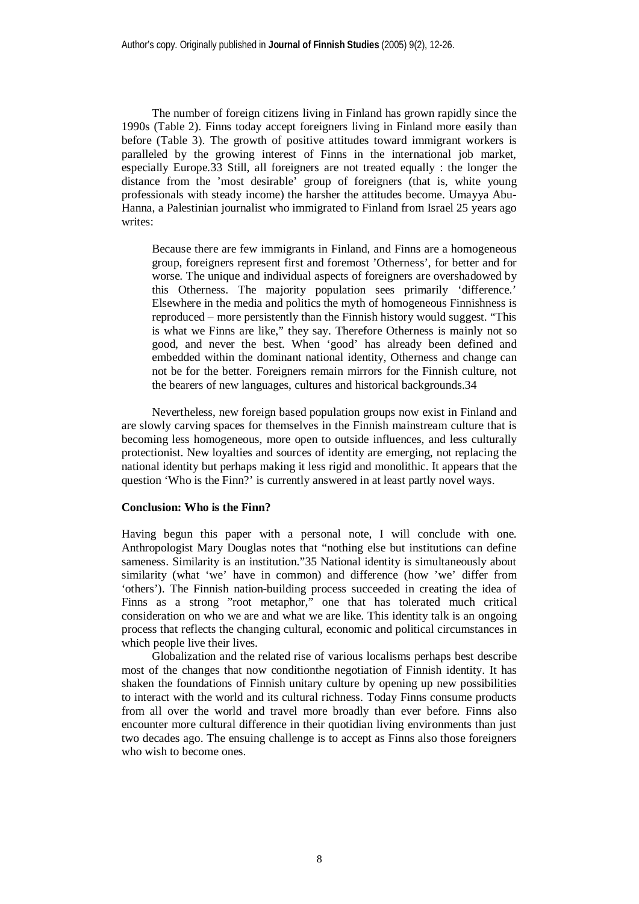The number of foreign citizens living in Finland has grown rapidly since the 1990s (Table 2). Finns today accept foreigners living in Finland more easily than before (Table 3). The growth of positive attitudes toward immigrant workers is paralleled by the growing interest of Finns in the international job market, especially Europe.33 Still, all foreigners are not treated equally : the longer the distance from the 'most desirable' group of foreigners (that is, white young professionals with steady income) the harsher the attitudes become. Umayya Abu-Hanna, a Palestinian journalist who immigrated to Finland from Israel 25 years ago writes:

> Because there are few immigrants in Finland, and Finns are a homogeneous group, foreigners represent first and foremost 'Otherness', for better and for worse. The unique and individual aspects of foreigners are overshadowed by this Otherness. The majority population sees primarily 'difference.' Elsewhere in the media and politics the myth of homogeneous Finnishness is reproduced – more persistently than the Finnish history would suggest. "This is what we Finns are like," they say. Therefore Otherness is mainly not so good, and never the best. When 'good' has already been defined and embedded within the dominant national identity, Otherness and change can not be for the better. Foreigners remain mirrors for the Finnish culture, not the bearers of new languages, cultures and historical backgrounds.34

Nevertheless, new foreign based population groups now exist in Finland and are slowly carving spaces for themselves in the Finnish mainstream culture that is becoming less homogeneous, more open to outside influences, and less culturally protectionist. New loyalties and sources of identity are emerging, not replacing the national identity but perhaps making it less rigid and monolithic. It appears that the question 'Who is the Finn?' is currently answered in at least partly novel ways.

**Conclusion: Who is the Finn?**

Having begun this paper with a personal note, I will conclude with one. Anthropologist Mary Douglas notes that "nothing else but institutions can define sameness. Similarity is an institution."35 National identity is simultaneously about similarity (what 'we' have in common) and difference (how 'we' differ from 'others'). The Finnish nation-building process succeeded in creating the idea of Finns as a strong "root metaphor," one that has tolerated much critical consideration on who we are and what we are like. This identity talk is an ongoing process that reflects the changing cultural, economic and political circumstances in which people live their lives.

Globalization and the related rise of various localisms perhaps best describe most of the changes that now conditionthe negotiation of Finnish identity. It has shaken the foundations of Finnish unitary culture by opening up new possibilities to interact with the world and its cultural richness. Today Finns consume products from all over the world and travel more broadly than ever before. Finns also encounter more cultural difference in their quotidian living environments than just two decades ago. The ensuing challenge is to accept as Finns also those foreigners who wish to become ones.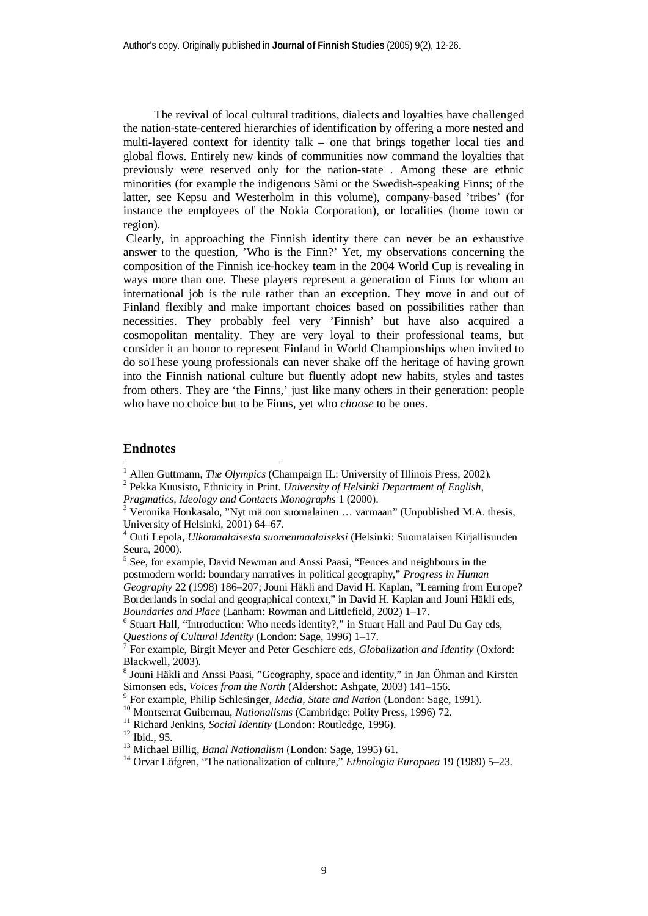The revival of local cultural traditions, dialects and loyalties have challenged the nation-state-centered hierarchies of identification by offering a more nested and multi-layered context for identity talk – one that brings together local ties and global flows. Entirely new kinds of communities now command the loyalties that previously were reserved only for the nation-state . Among these are ethnic minorities (for example the indigenous Sàmi or the Swedish-speaking Finns; of the latter, see Kepsu and Westerholm in this volume), company-based 'tribes' (for instance the employees of the Nokia Corporation), or localities (home town or region).

Clearly, in approaching the Finnish identity there can never be an exhaustive answer to the question, 'Who is the Finn?' Yet, my observations concerning the composition of the Finnish ice-hockey team in the 2004 World Cup is revealing in ways more than one. These players represent a generation of Finns for whom an international job is the rule rather than an exception. They move in and out of Finland flexibly and make important choices based on possibilities rather than necessities. They probably feel very 'Finnish' but have also acquired a cosmopolitan mentality. They are very loyal to their professional teams, but consider it an honor to represent Finland in World Championships when invited to do soThese young professionals can never shake off the heritage of having grown into the Finnish national culture but fluently adopt new habits, styles and tastes from others. They are 'the Finns,' just like many others in their generation: people who have no choice but to be Finns, yet who *choose* to be ones.

## Endnotes

[1] Allen Guttmann, *The Olympics* (Champaign IL: University of Illinois Press, 2002).

[2] Pekka Kuusisto, Ethnicity in Print. *University of Helsinki Department of English, Pragmatics, Ideology and Contacts Monographs* 1 (2000).

[3] Veronika Honkasalo, "Nyt mä oon suomalainen … varmaan" (Unpublished M.A. thesis, University of Helsinki, 2001) 64–67.

[4] Outi Lepola, *Ulkomaalaisesta suomenmaalaiseksi* (Helsinki: Suomalaisen Kirjallisuuden Seura, 2000).

[5] See, for example, David Newman and Anssi Paasi, "Fences and neighbours in the postmodern world: boundary narratives in political geography," *Progress in Human Geography* 22 (1998) 186–207; Jouni Häkli and David H. Kaplan, "Learning from Europe? Borderlands in social and geographical context," in David H. Kaplan and Jouni Häkli eds, *Boundaries and Place* (Lanham: Rowman and Littlefield, 2002) 1–17.

[6] Stuart Hall, "Introduction: Who needs identity?," in Stuart Hall and Paul Du Gay eds, *Questions of Cultural Identity* (London: Sage, 1996) 1–17.

[7] For example, Birgit Meyer and Peter Geschiere eds, *Globalization and Identity* (Oxford: Blackwell, 2003).

[8] Jouni Häkli and Anssi Paasi, "Geography, space and identity," in Jan Öhman and Kirsten Simonsen eds, *Voices from the North* (Aldershot: Ashgate, 2003) 141–156.

[9] For example, Philip Schlesinger, *Media, State and Nation* (London: Sage, 1991).

[10] Montserrat Guibernau, *Nationalisms* (Cambridge: Polity Press, 1996) 72.

[11] Richard Jenkins, *Social Identity* (London: Routledge, 1996).

[12] Ibid., 95.

[13] Michael Billig, *Banal Nationalism* (London: Sage, 1995) 61.

[14] Orvar Löfgren, "The nationalization of culture," *Ethnologia Europaea* 19 (1989) 5–23.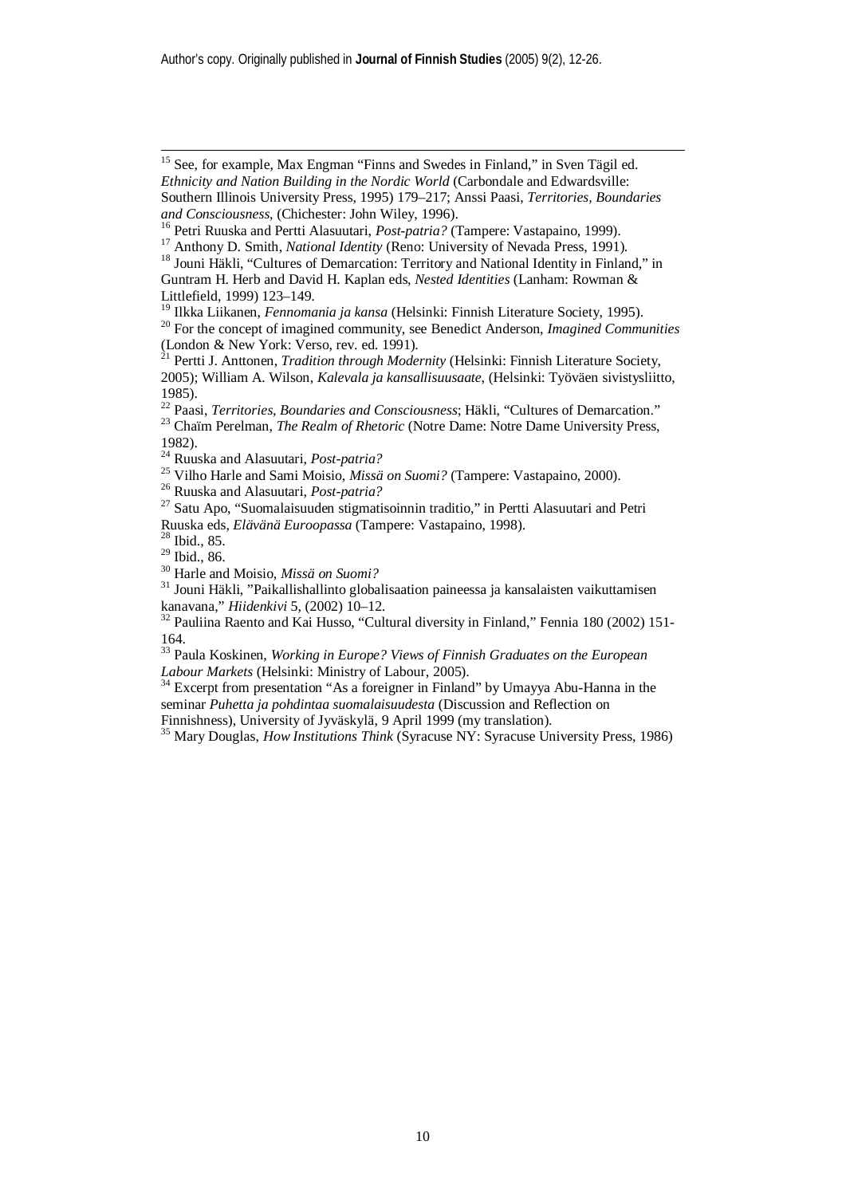[15] See, for example, Max Engman "Finns and Swedes in Finland," in Sven Tägil ed. *Ethnicity and Nation Building in the Nordic World* (Carbondale and Edwardsville: Southern Illinois University Press, 1995) 179–217; Anssi Paasi, *Territories, Boundaries and Consciousness*, (Chichester: John Wiley, 1996).

[16] Petri Ruuska and Pertti Alasuutari, *Post-patria?* (Tampere: Vastapaino, 1999).

[17] Anthony D. Smith, *National Identity* (Reno: University of Nevada Press, 1991).

[18] Jouni Häkli, "Cultures of Demarcation: Territory and National Identity in Finland," in Guntram H. Herb and David H. Kaplan eds, *Nested Identities* (Lanham: Rowman & Littlefield, 1999) 123–149.

[19] Ilkka Liikanen, *Fennomania ja kansa* (Helsinki: Finnish Literature Society, 1995).

[20] For the concept of imagined community, see Benedict Anderson, *Imagined Communities* (London & New York: Verso, rev. ed. 1991).

[21] Pertti J. Anttonen, *Tradition through Modernity* (Helsinki: Finnish Literature Society, 2005); William A. Wilson, *Kalevala ja kansallisuusaate*, (Helsinki: Työväen sivistysliitto, 1985).

[22] Paasi, *Territories, Boundaries and Consciousness*; Häkli, "Cultures of Demarcation."

[23] Chaïm Perelman, *The Realm of Rhetoric* (Notre Dame: Notre Dame University Press, 1982).

[24] Ruuska and Alasuutari, *Post-patria?*

[25] Vilho Harle and Sami Moisio, *Missä on Suomi?* (Tampere: Vastapaino, 2000).

[26] Ruuska and Alasuutari, *Post-patria?*

[27] Satu Apo, "Suomalaisuuden stigmatisoinnin traditio," in Pertti Alasuutari and Petri Ruuska eds, *Elävänä Euroopassa* (Tampere: Vastapaino, 1998).

[28] Ibid., 85.

[29] Ibid., 86.

[30] Harle and Moisio, *Missä on Suomi?*

[31] Jouni Häkli, "Paikallishallinto globalisaation paineessa ja kansalaisten vaikuttamisen kanavana," *Hiidenkivi* 5, (2002) 10–12.

[32] Pauliina Raento and Kai Husso, "Cultural diversity in Finland," Fennia 180 (2002) 151-164.

[33] Paula Koskinen, *Working in Europe? Views of Finnish Graduates on the European Labour Markets* (Helsinki: Ministry of Labour, 2005).

[34] Excerpt from presentation "As a foreigner in Finland" by Umayya Abu-Hanna in the seminar *Puhetta ja pohdintaa suomalaisuudesta* (Discussion and Reflection on Finnishness), University of Jyväskylä, 9 April 1999 (my translation).

[35] Mary Douglas, *How Institutions Think* (Syracuse NY: Syracuse University Press, 1986)